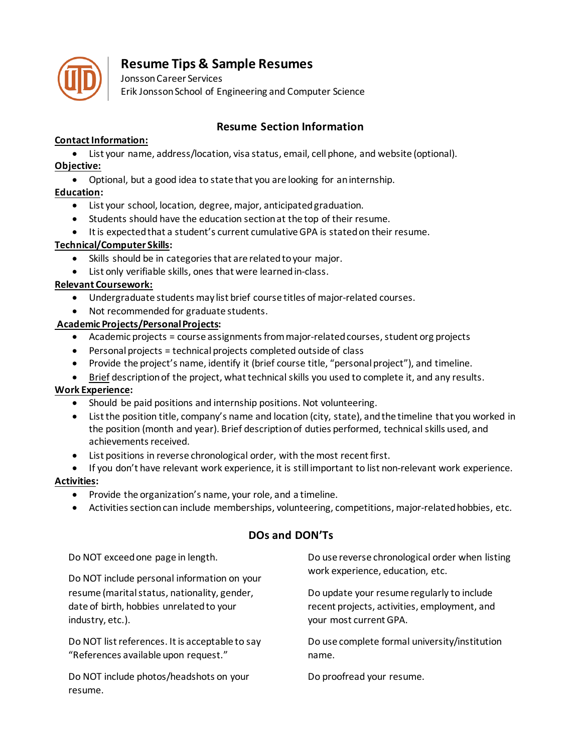# Resume Tips & Sample Resumes

Jonsson Career Services
Erik Jonsson School of Engineering and Computer Science

## Resume Section Information

**Contact Information:**

- List your name, address/location, visa status, email, cell phone, and website (optional).

**Objective:**

- Optional, but a good idea to state that you are looking for an internship.

**Education:**

- List your school, location, degree, major, anticipated graduation.
- Students should have the education section at the top of their resume.
- It is expected that a student's current cumulative GPA is stated on their resume.

**Technical/Computer Skills:**

- Skills should be in categories that are related to your major.
- List only verifiable skills, ones that were learned in-class.

**Relevant Coursework:**

- Undergraduate students may list brief course titles of major-related courses.
- Not recommended for graduate students.

**Academic Projects/Personal Projects:**

- Academic projects = course assignments from major-related courses, student org projects
- Personal projects = technical projects completed outside of class
- Provide the project's name, identify it (brief course title, "personal project"), and timeline.
- Brief description of the project, what technical skills you used to complete it, and any results.

**Work Experience:**

- Should be paid positions and internship positions. Not volunteering.
- List the position title, company's name and location (city, state), and the timeline that you worked in the position (month and year). Brief description of duties performed, technical skills used, and achievements received.
- List positions in reverse chronological order, with the most recent first.
- If you don't have relevant work experience, it is still important to list non-relevant work experience.

**Activities:**

- Provide the organization's name, your role, and a timeline.
- Activities section can include memberships, volunteering, competitions, major-related hobbies, etc.

## DOs and DON'Ts

Do NOT exceed one page in length.

Do NOT include personal information on your resume (marital status, nationality, gender, date of birth, hobbies unrelated to your industry, etc.).

Do NOT list references. It is acceptable to say "References available upon request."

Do NOT include photos/headshots on your resume.

Do use reverse chronological order when listing work experience, education, etc.

Do update your resume regularly to include recent projects, activities, employment, and your most current GPA.

Do use complete formal university/institution name.

Do proofread your resume.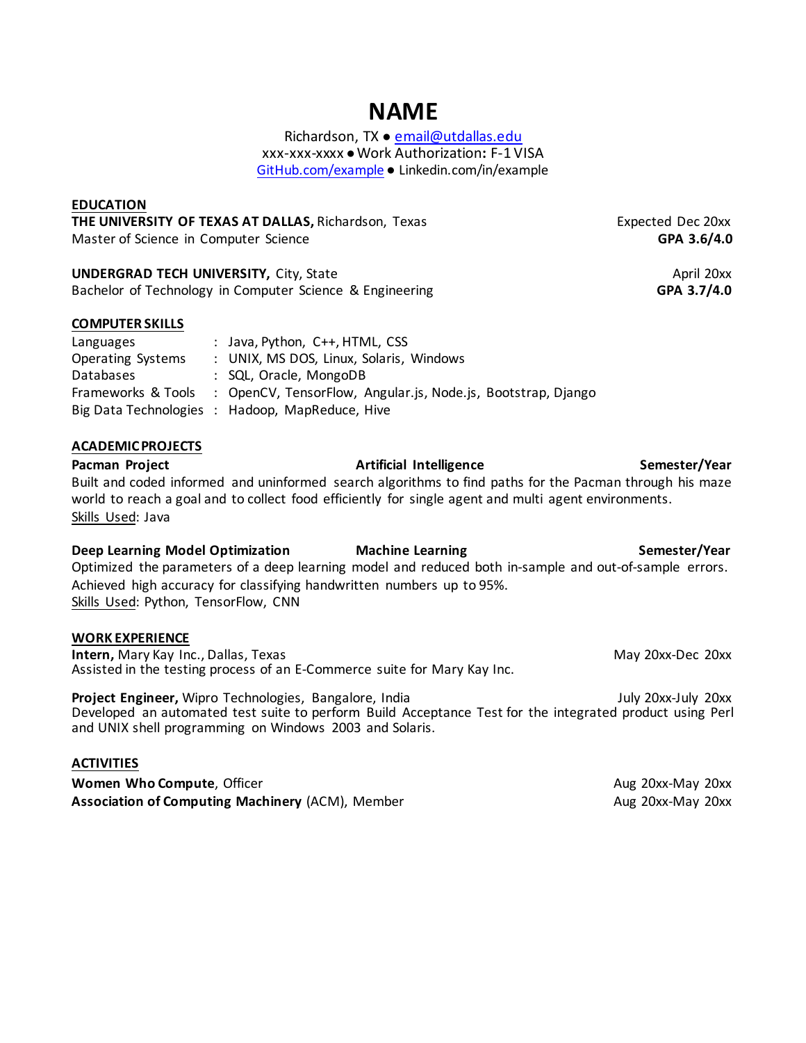# NAME

Richardson, TX ● email@utdallas.edu
xxx-xxx-xxxx ● Work Authorization: F-1 VISA
GitHub.com/example ● Linkedin.com/in/example

## EDUCATION

**THE UNIVERSITY OF TEXAS AT DALLAS,** Richardson, Texas — Expected Dec 20xx
Master of Science in Computer Science — **GPA 3.6/4.0**

**UNDERGRAD TECH UNIVERSITY,** City, State — April 20xx
Bachelor of Technology in Computer Science & Engineering — **GPA 3.7/4.0**

## COMPUTER SKILLS

| | |
|---|---|
| Languages | : Java, Python, C++, HTML, CSS |
| Operating Systems | : UNIX, MS DOS, Linux, Solaris, Windows |
| Databases | : SQL, Oracle, MongoDB |
| Frameworks & Tools | : OpenCV, TensorFlow, Angular.js, Node.js, Bootstrap, Django |
| Big Data Technologies | : Hadoop, MapReduce, Hive |

## ACADEMIC PROJECTS

**Pacman Project** — **Artificial Intelligence** — **Semester/Year**
Built and coded informed and uninformed search algorithms to find paths for the Pacman through his maze world to reach a goal and to collect food efficiently for single agent and multi agent environments.
Skills Used: Java

**Deep Learning Model Optimization** — **Machine Learning** — **Semester/Year**
Optimized the parameters of a deep learning model and reduced both in-sample and out-of-sample errors. Achieved high accuracy for classifying handwritten numbers up to 95%.
Skills Used: Python, TensorFlow, CNN

## WORK EXPERIENCE

**Intern,** Mary Kay Inc., Dallas, Texas — May 20xx-Dec 20xx
Assisted in the testing process of an E-Commerce suite for Mary Kay Inc.

**Project Engineer,** Wipro Technologies, Bangalore, India — July 20xx-July 20xx
Developed an automated test suite to perform Build Acceptance Test for the integrated product using Perl and UNIX shell programming on Windows 2003 and Solaris.

## ACTIVITIES

**Women Who Compute**, Officer — Aug 20xx-May 20xx
**Association of Computing Machinery** (ACM), Member — Aug 20xx-May 20xx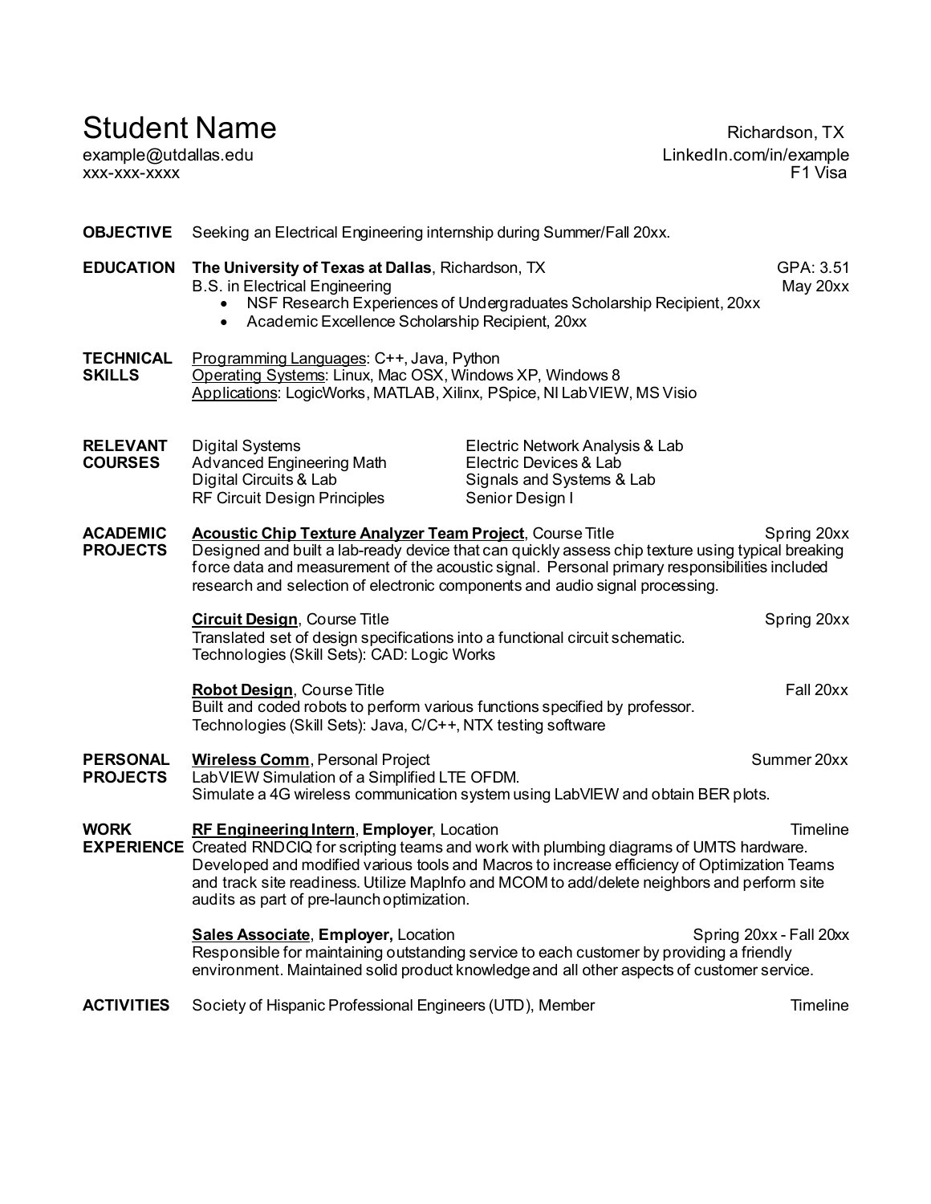# Student Name

example@utdallas.edu
xxx-xxx-xxxx

Richardson, TX
LinkedIn.com/in/example
F1 Visa

## OBJECTIVE

Seeking an Electrical Engineering internship during Summer/Fall 20xx.

## EDUCATION

**The University of Texas at Dallas**, Richardson, TX — GPA: 3.51
B.S. in Electrical Engineering — May 20xx

- NSF Research Experiences of Undergraduates Scholarship Recipient, 20xx
- Academic Excellence Scholarship Recipient, 20xx

## TECHNICAL SKILLS

Programming Languages: C++, Java, Python
Operating Systems: Linux, Mac OSX, Windows XP, Windows 8
Applications: LogicWorks, MATLAB, Xilinx, PSpice, NI LabVIEW, MS Visio

## RELEVANT COURSES

| | |
|---|---|
| Digital Systems | Electric Network Analysis & Lab |
| Advanced Engineering Math | Electric Devices & Lab |
| Digital Circuits & Lab | Signals and Systems & Lab |
| RF Circuit Design Principles | Senior Design I |

## ACADEMIC PROJECTS

**Acoustic Chip Texture Analyzer Team Project**, Course Title — Spring 20xx
Designed and built a lab-ready device that can quickly assess chip texture using typical breaking force data and measurement of the acoustic signal. Personal primary responsibilities included research and selection of electronic components and audio signal processing.

**Circuit Design**, Course Title — Spring 20xx
Translated set of design specifications into a functional circuit schematic.
Technologies (Skill Sets): CAD: Logic Works

**Robot Design**, Course Title — Fall 20xx
Built and coded robots to perform various functions specified by professor.
Technologies (Skill Sets): Java, C/C++, NTX testing software

## PERSONAL PROJECTS

**Wireless Comm**, Personal Project — Summer 20xx
LabVIEW Simulation of a Simplified LTE OFDM.
Simulate a 4G wireless communication system using LabVIEW and obtain BER plots.

## WORK EXPERIENCE

**RF Engineering Intern**, **Employer**, Location — Timeline
Created RNDCIQ for scripting teams and work with plumbing diagrams of UMTS hardware. Developed and modified various tools and Macros to increase efficiency of Optimization Teams and track site readiness. Utilize MapInfo and MCOM to add/delete neighbors and perform site audits as part of pre-launch optimization.

**Sales Associate**, **Employer,** Location — Spring 20xx - Fall 20xx
Responsible for maintaining outstanding service to each customer by providing a friendly environment. Maintained solid product knowledge and all other aspects of customer service.

## ACTIVITIES

Society of Hispanic Professional Engineers (UTD), Member — Timeline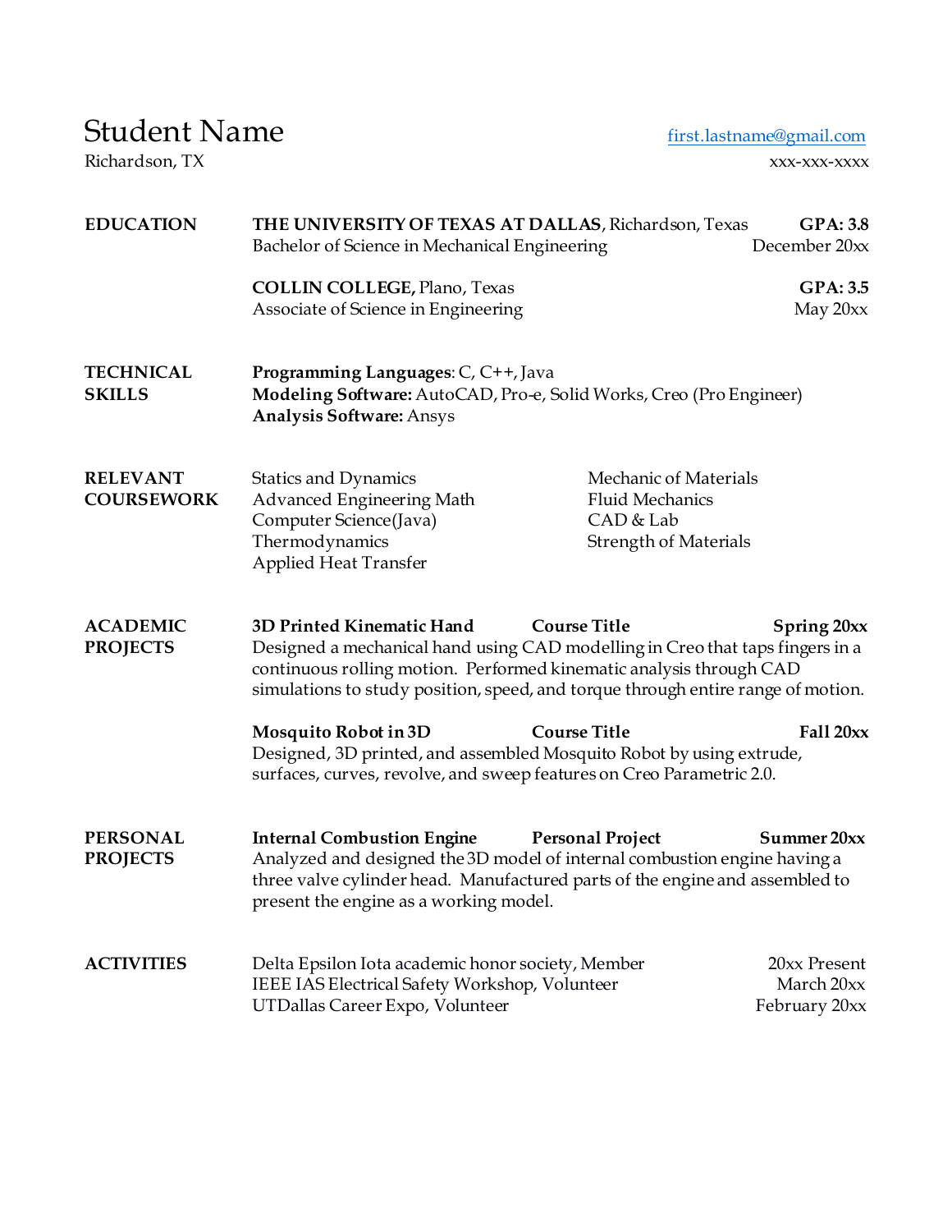# Student Name

Richardson, TX

first.lastname@gmail.com
xxx-xxx-xxxx

## EDUCATION

**THE UNIVERSITY OF TEXAS AT DALLAS**, Richardson, Texas — **GPA: 3.8**
Bachelor of Science in Mechanical Engineering — December 20xx

**COLLIN COLLEGE,** Plano, Texas — **GPA: 3.5**
Associate of Science in Engineering — May 20xx

## TECHNICAL SKILLS

**Programming Languages**: C, C++, Java
**Modeling Software:** AutoCAD, Pro-e, Solid Works, Creo (Pro Engineer)
**Analysis Software:** Ansys

## RELEVANT COURSEWORK

- Statics and Dynamics
- Advanced Engineering Math
- Computer Science(Java)
- Thermodynamics
- Applied Heat Transfer
- Mechanic of Materials
- Fluid Mechanics
- CAD & Lab
- Strength of Materials

## ACADEMIC PROJECTS

**3D Printed Kinematic Hand** — **Course Title** — **Spring 20xx**
Designed a mechanical hand using CAD modelling in Creo that taps fingers in a continuous rolling motion. Performed kinematic analysis through CAD simulations to study position, speed, and torque through entire range of motion.

**Mosquito Robot in 3D** — **Course Title** — **Fall 20xx**
Designed, 3D printed, and assembled Mosquito Robot by using extrude, surfaces, curves, revolve, and sweep features on Creo Parametric 2.0.

## PERSONAL PROJECTS

**Internal Combustion Engine** — **Personal Project** — **Summer 20xx**
Analyzed and designed the 3D model of internal combustion engine having a three valve cylinder head. Manufactured parts of the engine and assembled to present the engine as a working model.

## ACTIVITIES

Delta Epsilon Iota academic honor society, Member — 20xx Present
IEEE IAS Electrical Safety Workshop, Volunteer — March 20xx
UTDallas Career Expo, Volunteer — February 20xx